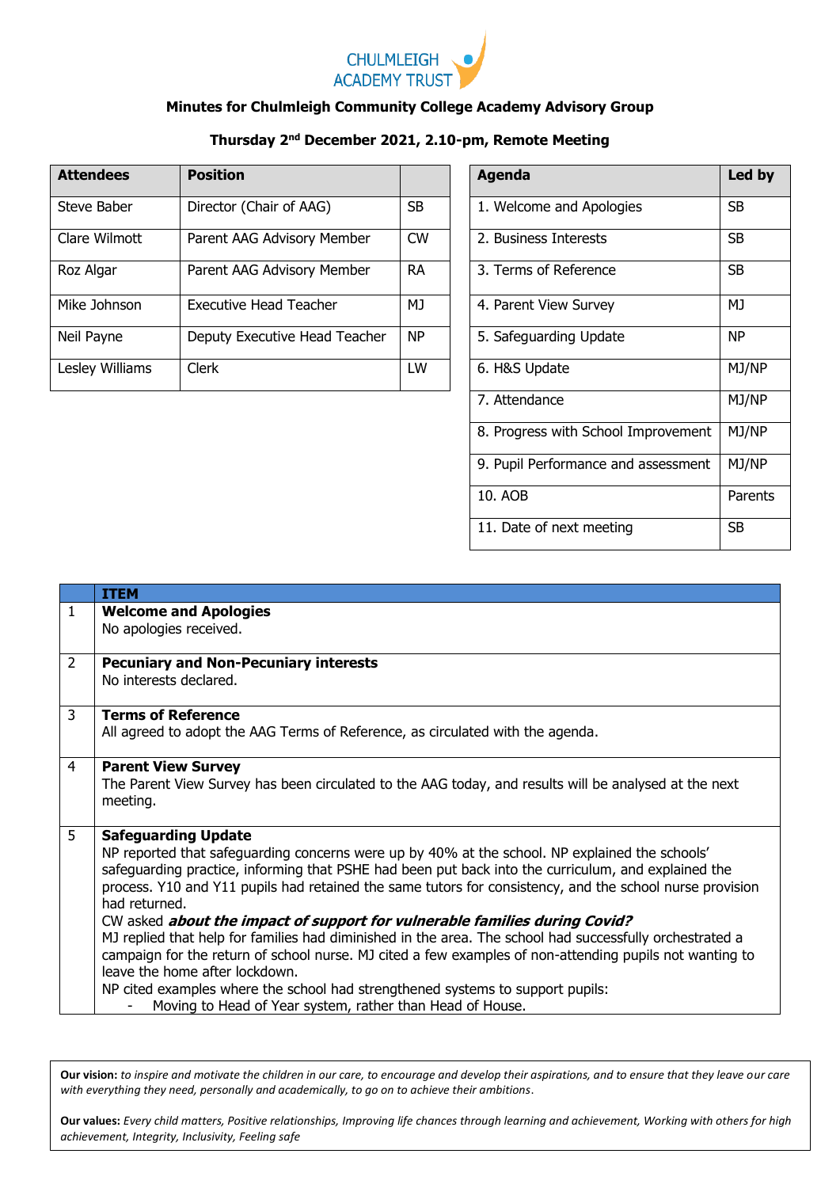CHULMLEIGH ACADEMY TRUST

# Minutes for Chulmleigh Community College Academy Advisory Group

**Thursday 2nd December 2021, 2.10-pm, Remote Meeting**

| Attendees | Position | |
|---|---|---|
| Steve Baber | Director (Chair of AAG) | SB |
| Clare Wilmott | Parent AAG Advisory Member | CW |
| Roz Algar | Parent AAG Advisory Member | RA |
| Mike Johnson | Executive Head Teacher | MJ |
| Neil Payne | Deputy Executive Head Teacher | NP |
| Lesley Williams | Clerk | LW |

| Agenda | Led by |
|---|---|
| 1. Welcome and Apologies | SB |
| 2. Business Interests | SB |
| 3. Terms of Reference | SB |
| 4. Parent View Survey | MJ |
| 5. Safeguarding Update | NP |
| 6. H&S Update | MJ/NP |
| 7. Attendance | MJ/NP |
| 8. Progress with School Improvement | MJ/NP |
| 9. Pupil Performance and assessment | MJ/NP |
| 10. AOB | Parents |
| 11. Date of next meeting | SB |

| | ITEM |
|---|---|
| 1 | **Welcome and Apologies**<br>No apologies received. |
| 2 | **Pecuniary and Non-Pecuniary interests**<br>No interests declared. |
| 3 | **Terms of Reference**<br>All agreed to adopt the AAG Terms of Reference, as circulated with the agenda. |
| 4 | **Parent View Survey**<br>The Parent View Survey has been circulated to the AAG today, and results will be analysed at the next meeting. |
| 5 | **Safeguarding Update**<br>NP reported that safeguarding concerns were up by 40% at the school. NP explained the schools' safeguarding practice, informing that PSHE had been put back into the curriculum, and explained the process. Y10 and Y11 pupils had retained the same tutors for consistency, and the school nurse provision had returned.<br>CW asked ***about the impact of support for vulnerable families during Covid?***<br>MJ replied that help for families had diminished in the area. The school had successfully orchestrated a campaign for the return of school nurse. MJ cited a few examples of non-attending pupils not wanting to leave the home after lockdown.<br>NP cited examples where the school had strengthened systems to support pupils:<br>- Moving to Head of Year system, rather than Head of House. |

**Our vision:** *to inspire and motivate the children in our care, to encourage and develop their aspirations, and to ensure that they leave our care with everything they need, personally and academically, to go on to achieve their ambitions.*

**Our values:** *Every child matters, Positive relationships, Improving life chances through learning and achievement, Working with others for high achievement, Integrity, Inclusivity, Feeling safe*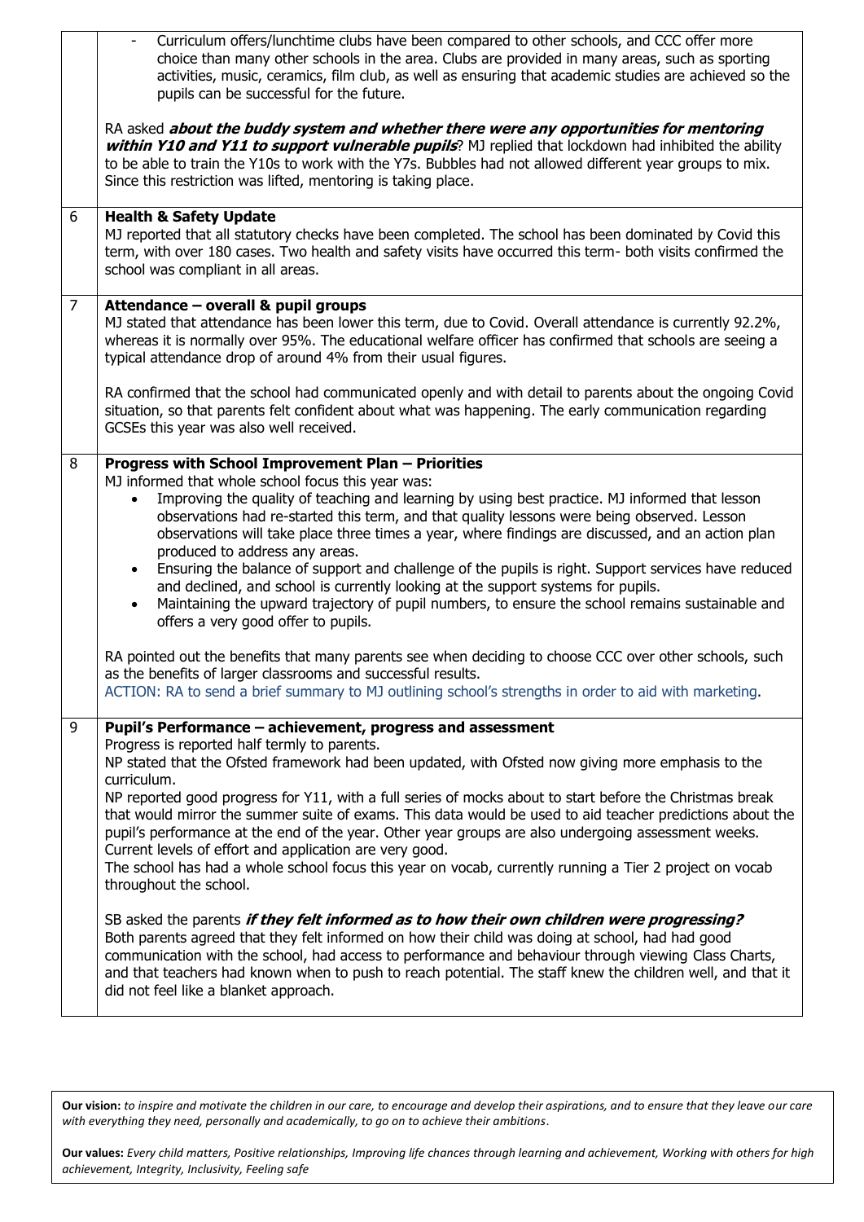| | |
|---|---|
| | - Curriculum offers/lunchtime clubs have been compared to other schools, and CCC offer more choice than many other schools in the area. Clubs are provided in many areas, such as sporting activities, music, ceramics, film club, as well as ensuring that academic studies are achieved so the pupils can be successful for the future.<br><br>RA asked ***about the buddy system and whether there were any opportunities for mentoring within Y10 and Y11 to support vulnerable pupils***? MJ replied that lockdown had inhibited the ability to be able to train the Y10s to work with the Y7s. Bubbles had not allowed different year groups to mix. Since this restriction was lifted, mentoring is taking place. |
| 6 | **Health & Safety Update**<br>MJ reported that all statutory checks have been completed. The school has been dominated by Covid this term, with over 180 cases. Two health and safety visits have occurred this term- both visits confirmed the school was compliant in all areas. |
| 7 | **Attendance – overall & pupil groups**<br>MJ stated that attendance has been lower this term, due to Covid. Overall attendance is currently 92.2%, whereas it is normally over 95%. The educational welfare officer has confirmed that schools are seeing a typical attendance drop of around 4% from their usual figures.<br><br>RA confirmed that the school had communicated openly and with detail to parents about the ongoing Covid situation, so that parents felt confident about what was happening. The early communication regarding GCSEs this year was also well received. |
| 8 | **Progress with School Improvement Plan – Priorities**<br>MJ informed that whole school focus this year was:<br>• Improving the quality of teaching and learning by using best practice. MJ informed that lesson observations had re-started this term, and that quality lessons were being observed. Lesson observations will take place three times a year, where findings are discussed, and an action plan produced to address any areas.<br>• Ensuring the balance of support and challenge of the pupils is right. Support services have reduced and declined, and school is currently looking at the support systems for pupils.<br>• Maintaining the upward trajectory of pupil numbers, to ensure the school remains sustainable and offers a very good offer to pupils.<br><br>RA pointed out the benefits that many parents see when deciding to choose CCC over other schools, such as the benefits of larger classrooms and successful results.<br>ACTION: RA to send a brief summary to MJ outlining school's strengths in order to aid with marketing. |
| 9 | **Pupil's Performance – achievement, progress and assessment**<br>Progress is reported half termly to parents.<br>NP stated that the Ofsted framework had been updated, with Ofsted now giving more emphasis to the curriculum.<br>NP reported good progress for Y11, with a full series of mocks about to start before the Christmas break that would mirror the summer suite of exams. This data would be used to aid teacher predictions about the pupil's performance at the end of the year. Other year groups are also undergoing assessment weeks. Current levels of effort and application are very good.<br>The school has had a whole school focus this year on vocab, currently running a Tier 2 project on vocab throughout the school.<br><br>SB asked the parents ***if they felt informed as to how their own children were progressing?***<br>Both parents agreed that they felt informed on how their child was doing at school, had had good communication with the school, had access to performance and behaviour through viewing Class Charts, and that teachers had known when to push to reach potential. The staff knew the children well, and that it did not feel like a blanket approach. |

**Our vision:** *to inspire and motivate the children in our care, to encourage and develop their aspirations, and to ensure that they leave our care with everything they need, personally and academically, to go on to achieve their ambitions.*

**Our values:** *Every child matters, Positive relationships, Improving life chances through learning and achievement, Working with others for high achievement, Integrity, Inclusivity, Feeling safe*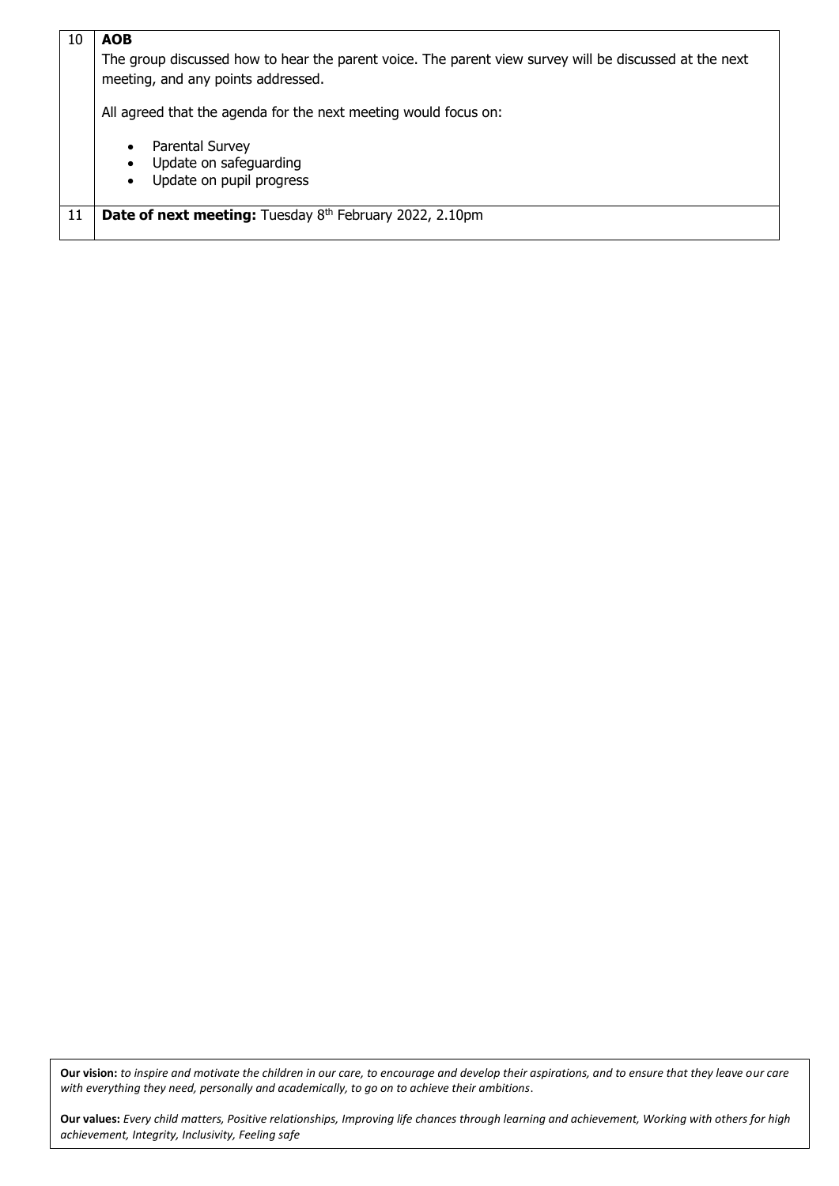| | |
|---|---|
| 10 | **AOB**<br>The group discussed how to hear the parent voice. The parent view survey will be discussed at the next meeting, and any points addressed.<br><br>All agreed that the agenda for the next meeting would focus on:<br><br>• Parental Survey<br>• Update on safeguarding<br>• Update on pupil progress |
| 11 | **Date of next meeting:** Tuesday 8th February 2022, 2.10pm |

**Our vision:** *to inspire and motivate the children in our care, to encourage and develop their aspirations, and to ensure that they leave our care with everything they need, personally and academically, to go on to achieve their ambitions.*

**Our values:** *Every child matters, Positive relationships, Improving life chances through learning and achievement, Working with others for high achievement, Integrity, Inclusivity, Feeling safe*